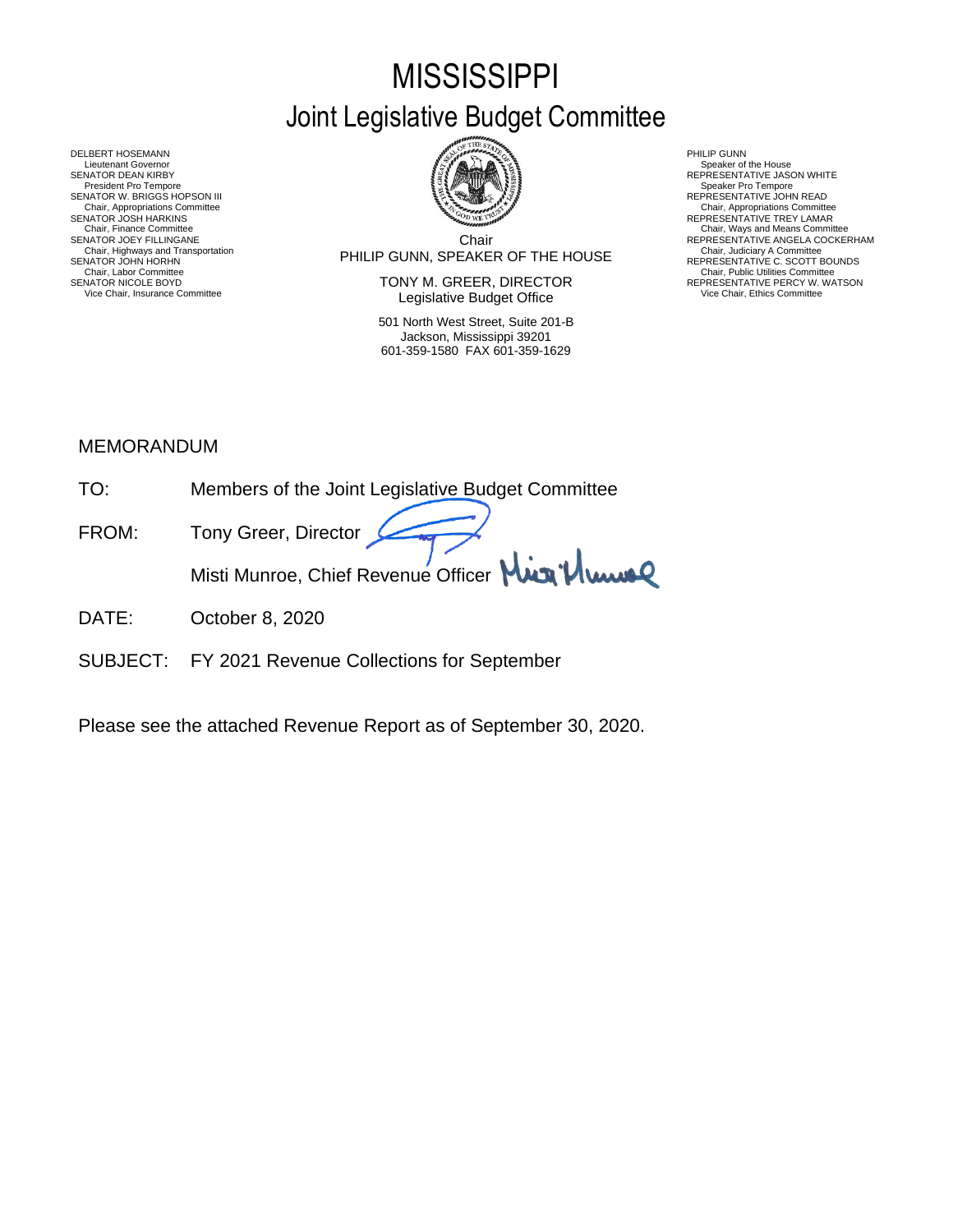# MISSISSIPPI

## Joint Legislative Budget Committee

DELBERT HOSEMANN
Lieutenant Governor
SENATOR DEAN KIRBY
President Pro Tempore
SENATOR W. BRIGGS HOPSON III
Chair, Appropriations Committee
SENATOR JOSH HARKINS
Chair, Finance Committee
SENATOR JOEY FILLINGANE
Chair, Highways and Transportation
SENATOR JOHN HORHN
Chair, Labor Committee
SENATOR NICOLE BOYD
Vice Chair, Insurance Committee

Chair
PHILIP GUNN, SPEAKER OF THE HOUSE

TONY M. GREER, DIRECTOR
Legislative Budget Office

501 North West Street, Suite 201-B
Jackson, Mississippi 39201
601-359-1580 FAX 601-359-1629

PHILIP GUNN
Speaker of the House
REPRESENTATIVE JASON WHITE
Speaker Pro Tempore
REPRESENTATIVE JOHN READ
Chair, Appropriations Committee
REPRESENTATIVE TREY LAMAR
Chair, Ways and Means Committee
REPRESENTATIVE ANGELA COCKERHAM
Chair, Judiciary A Committee
REPRESENTATIVE C. SCOTT BOUNDS
Chair, Public Utilities Committee
REPRESENTATIVE PERCY W. WATSON
Vice Chair, Ethics Committee

MEMORANDUM

TO: Members of the Joint Legislative Budget Committee

FROM: Tony Greer, Director

Misti Munroe, Chief Revenue Officer

DATE: October 8, 2020

SUBJECT: FY 2021 Revenue Collections for September

Please see the attached Revenue Report as of September 30, 2020.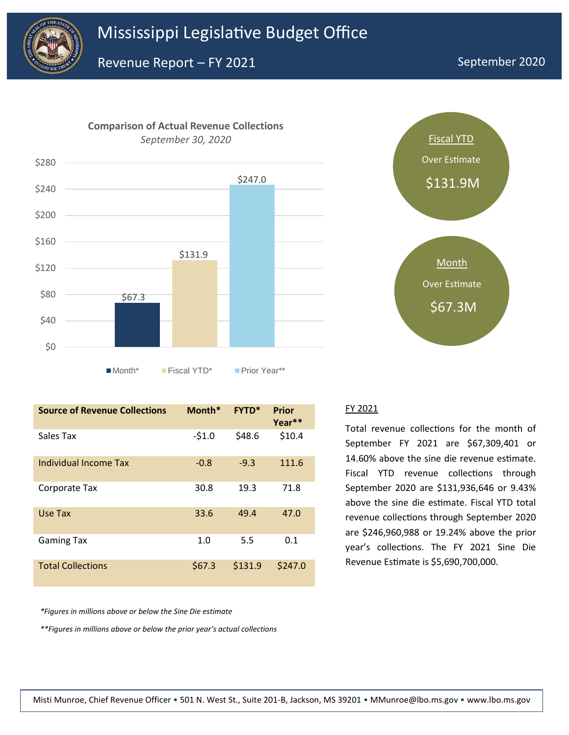# Mississippi Legislative Budget Office

## Revenue Report – FY 2021

September 2020

**Comparison of Actual Revenue Collections**
*September 30, 2020*

| | Month* | Fiscal YTD* | Prior Year** |
|---|---|---|---|
| Value | $67.3 | $131.9 | $247.0 |

**Fiscal YTD**
Over Estimate
$131.9M

**Month**
Over Estimate
$67.3M

| Source of Revenue Collections | Month* | FYTD* | Prior Year** |
|---|---|---|---|
| Sales Tax | -$1.0 | $48.6 | $10.4 |
| Individual Income Tax | -0.8 | -9.3 | 111.6 |
| Corporate Tax | 30.8 | 19.3 | 71.8 |
| Use Tax | 33.6 | 49.4 | 47.0 |
| Gaming Tax | 1.0 | 5.5 | 0.1 |
| Total Collections | $67.3 | $131.9 | $247.0 |

*Figures in millions above or below the Sine Die estimate

**Figures in millions above or below the prior year's actual collections

### FY 2021

Total revenue collections for the month of September FY 2021 are $67,309,401 or 14.60% above the sine die revenue estimate. Fiscal YTD revenue collections through September 2020 are $131,936,646 or 9.43% above the sine die estimate. Fiscal YTD total revenue collections through September 2020 are $246,960,988 or 19.24% above the prior year's collections. The FY 2021 Sine Die Revenue Estimate is $5,690,700,000.

Misti Munroe, Chief Revenue Officer • 501 N. West St., Suite 201-B, Jackson, MS 39201 • MMunroe@lbo.ms.gov • www.lbo.ms.gov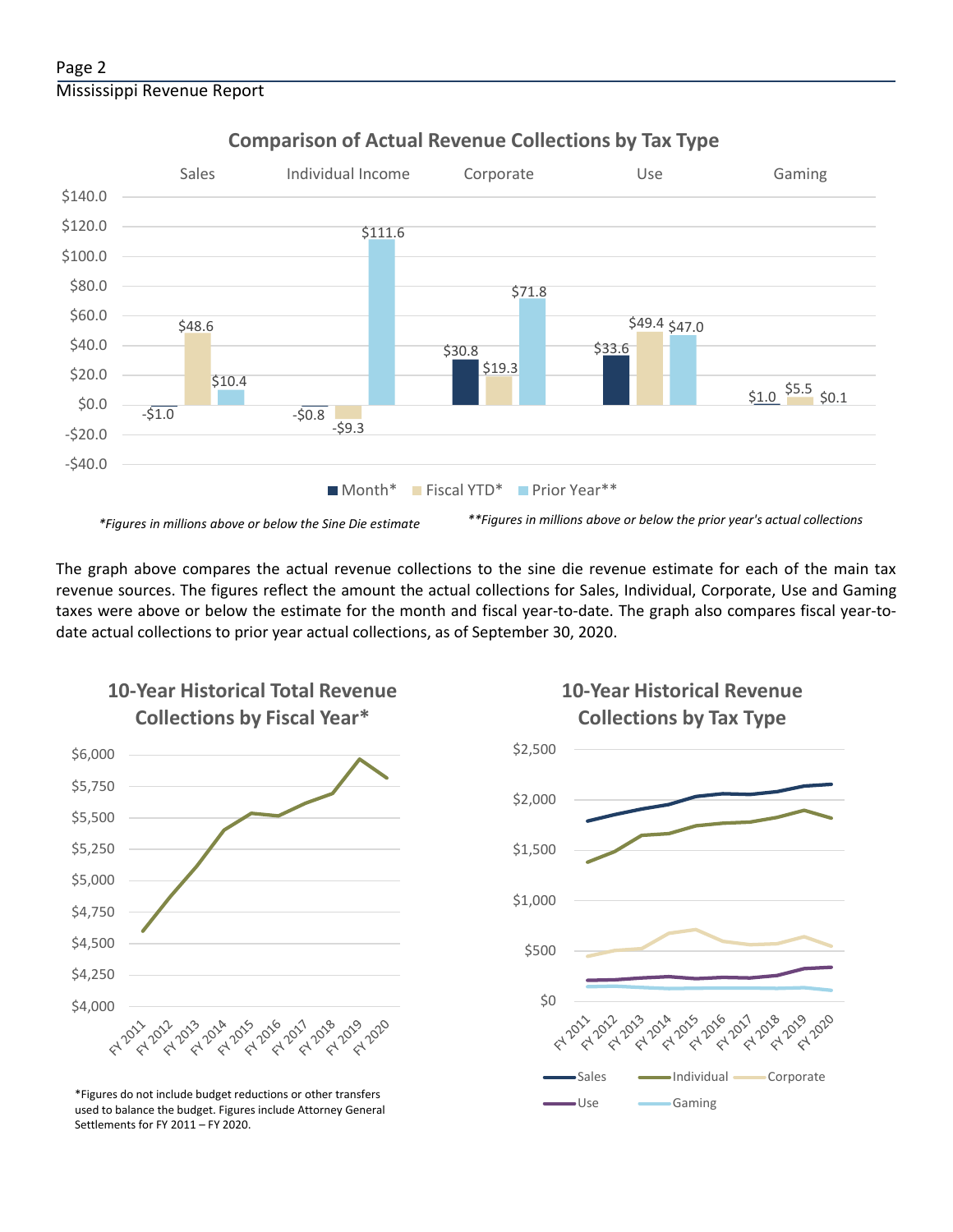## Comparison of Actual Revenue Collections by Tax Type

| | Sales | Individual Income | Corporate | Use | Gaming |
|---|---|---|---|---|---|
| Month* | -$1.0 | -$0.8 | $30.8 | $33.6 | $1.0 |
| Fiscal YTD* | $48.6 | -$9.3 | $19.3 | $49.4 | $5.5 |
| Prior Year** | $10.4 | $111.6 | $71.8 | $47.0 | $0.1 |

*\*Figures in millions above or below the Sine Die estimate*

*\*\*Figures in millions above or below the prior year's actual collections*

The graph above compares the actual revenue collections to the sine die revenue estimate for each of the main tax revenue sources. The figures reflect the amount the actual collections for Sales, Individual, Corporate, Use and Gaming taxes were above or below the estimate for the month and fiscal year-to-date. The graph also compares fiscal year-to-date actual collections to prior year actual collections, as of September 30, 2020.

## 10-Year Historical Total Revenue Collections by Fiscal Year*

*Figures do not include budget reductions or other transfers used to balance the budget. Figures include Attorney General Settlements for FY 2011 – FY 2020.

## 10-Year Historical Revenue Collections by Tax Type

Sales, Individual, Corporate, Use, Gaming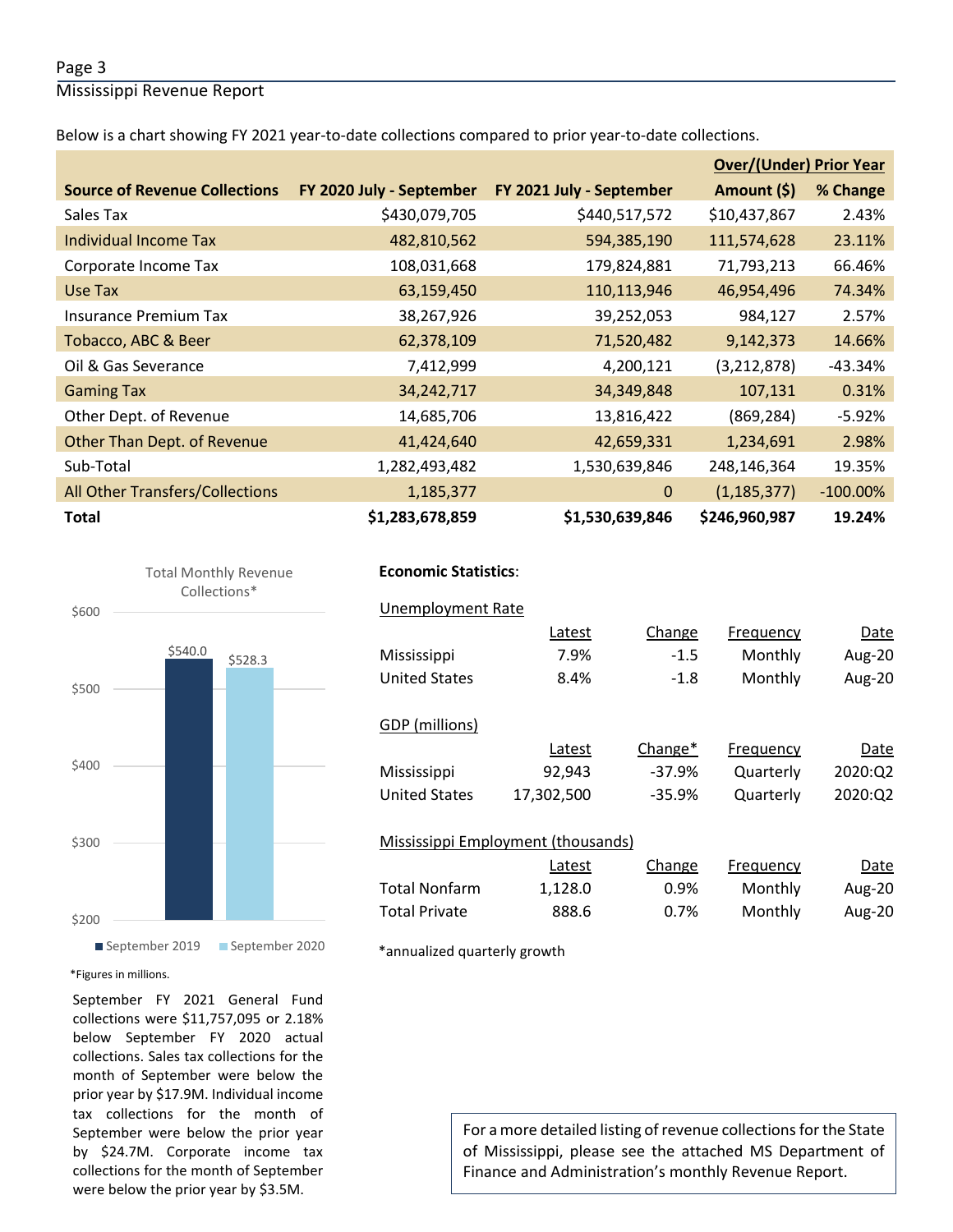Below is a chart showing FY 2021 year-to-date collections compared to prior year-to-date collections.

| Source of Revenue Collections | FY 2020 July - September | FY 2021 July - September | Over/(Under) Prior Year Amount ($) | Over/(Under) Prior Year % Change |
|---|---|---|---|---|
| Sales Tax | $430,079,705 | $440,517,572 | $10,437,867 | 2.43% |
| Individual Income Tax | 482,810,562 | 594,385,190 | 111,574,628 | 23.11% |
| Corporate Income Tax | 108,031,668 | 179,824,881 | 71,793,213 | 66.46% |
| Use Tax | 63,159,450 | 110,113,946 | 46,954,496 | 74.34% |
| Insurance Premium Tax | 38,267,926 | 39,252,053 | 984,127 | 2.57% |
| Tobacco, ABC & Beer | 62,378,109 | 71,520,482 | 9,142,373 | 14.66% |
| Oil & Gas Severance | 7,412,999 | 4,200,121 | (3,212,878) | -43.34% |
| Gaming Tax | 34,242,717 | 34,349,848 | 107,131 | 0.31% |
| Other Dept. of Revenue | 14,685,706 | 13,816,422 | (869,284) | -5.92% |
| Other Than Dept. of Revenue | 41,424,640 | 42,659,331 | 1,234,691 | 2.98% |
| Sub-Total | 1,282,493,482 | 1,530,639,846 | 248,146,364 | 19.35% |
| All Other Transfers/Collections | 1,185,377 | 0 | (1,185,377) | -100.00% |
| **Total** | **$1,283,678,859** | **$1,530,639,846** | **$246,960,987** | **19.24%** |

Total Monthly Revenue Collections*

| | September 2019 | September 2020 |
|---|---|---|
| Total Monthly Revenue Collections | $540.0 | $528.3 |

*Figures in millions.

September FY 2021 General Fund collections were $11,757,095 or 2.18% below September FY 2020 actual collections. Sales tax collections for the month of September were below the prior year by $17.9M. Individual income tax collections for the month of September were below the prior year by $24.7M. Corporate income tax collections for the month of September were below the prior year by $3.5M.

**Economic Statistics**:

Unemployment Rate

| | Latest | Change | Frequency | Date |
|---|---|---|---|---|
| Mississippi | 7.9% | -1.5 | Monthly | Aug-20 |
| United States | 8.4% | -1.8 | Monthly | Aug-20 |

GDP (millions)

| | Latest | Change* | Frequency | Date |
|---|---|---|---|---|
| Mississippi | 92,943 | -37.9% | Quarterly | 2020:Q2 |
| United States | 17,302,500 | -35.9% | Quarterly | 2020:Q2 |

Mississippi Employment (thousands)

| | Latest | Change | Frequency | Date |
|---|---|---|---|---|
| Total Nonfarm | 1,128.0 | 0.9% | Monthly | Aug-20 |
| Total Private | 888.6 | 0.7% | Monthly | Aug-20 |

*annualized quarterly growth

For a more detailed listing of revenue collections for the State of Mississippi, please see the attached MS Department of Finance and Administration's monthly Revenue Report.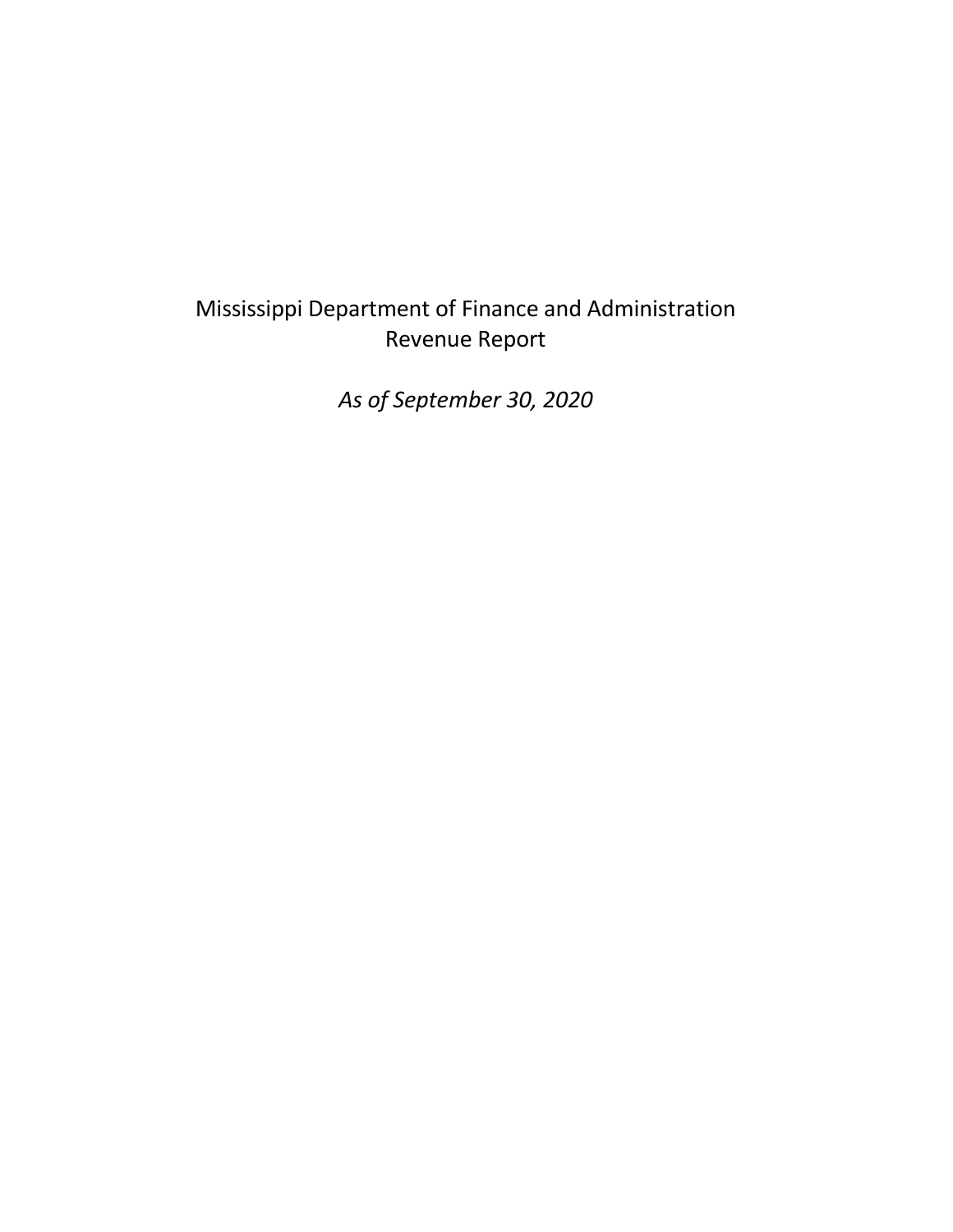# Mississippi Department of Finance and Administration
## Revenue Report

*As of September 30, 2020*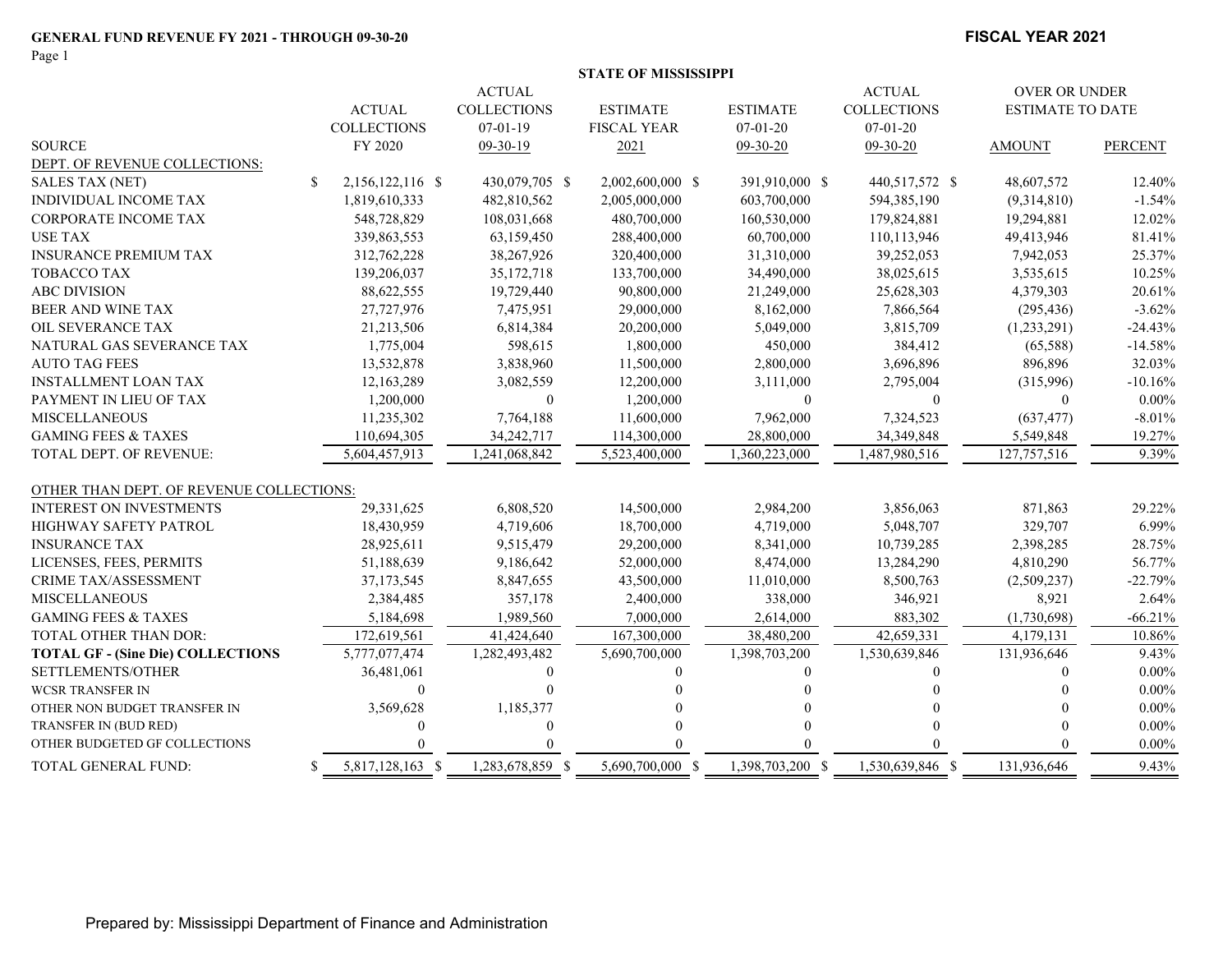**GENERAL FUND REVENUE FY 2021 - THROUGH 09-30-20**

**FISCAL YEAR 2021**

**STATE OF MISSISSIPPI**

| SOURCE | ACTUAL COLLECTIONS FY 2020 | ACTUAL COLLECTIONS 07-01-19 09-30-19 | ESTIMATE FISCAL YEAR 2021 | ESTIMATE 07-01-20 09-30-20 | ACTUAL COLLECTIONS 07-01-20 09-30-20 | OVER OR UNDER ESTIMATE TO DATE AMOUNT | PERCENT |
|---|---|---|---|---|---|---|---|
| DEPT. OF REVENUE COLLECTIONS: | | | | | | | |
| SALES TAX (NET) | $ 2,156,122,116 | $ 430,079,705 | $ 2,002,600,000 | $ 391,910,000 | $ 440,517,572 | $ 48,607,572 | 12.40% |
| INDIVIDUAL INCOME TAX | 1,819,610,333 | 482,810,562 | 2,005,000,000 | 603,700,000 | 594,385,190 | (9,314,810) | -1.54% |
| CORPORATE INCOME TAX | 548,728,829 | 108,031,668 | 480,700,000 | 160,530,000 | 179,824,881 | 19,294,881 | 12.02% |
| USE TAX | 339,863,553 | 63,159,450 | 288,400,000 | 60,700,000 | 110,113,946 | 49,413,946 | 81.41% |
| INSURANCE PREMIUM TAX | 312,762,228 | 38,267,926 | 320,400,000 | 31,310,000 | 39,252,053 | 7,942,053 | 25.37% |
| TOBACCO TAX | 139,206,037 | 35,172,718 | 133,700,000 | 34,490,000 | 38,025,615 | 3,535,615 | 10.25% |
| ABC DIVISION | 88,622,555 | 19,729,440 | 90,800,000 | 21,249,000 | 25,628,303 | 4,379,303 | 20.61% |
| BEER AND WINE TAX | 27,727,976 | 7,475,951 | 29,000,000 | 8,162,000 | 7,866,564 | (295,436) | -3.62% |
| OIL SEVERANCE TAX | 21,213,506 | 6,814,384 | 20,200,000 | 5,049,000 | 3,815,709 | (1,233,291) | -24.43% |
| NATURAL GAS SEVERANCE TAX | 1,775,004 | 598,615 | 1,800,000 | 450,000 | 384,412 | (65,588) | -14.58% |
| AUTO TAG FEES | 13,532,878 | 3,838,960 | 11,500,000 | 2,800,000 | 3,696,896 | 896,896 | 32.03% |
| INSTALLMENT LOAN TAX | 12,163,289 | 3,082,559 | 12,200,000 | 3,111,000 | 2,795,004 | (315,996) | -10.16% |
| PAYMENT IN LIEU OF TAX | 1,200,000 | 0 | 1,200,000 | 0 | 0 | 0 | 0.00% |
| MISCELLANEOUS | 11,235,302 | 7,764,188 | 11,600,000 | 7,962,000 | 7,324,523 | (637,477) | -8.01% |
| GAMING FEES & TAXES | 110,694,305 | 34,242,717 | 114,300,000 | 28,800,000 | 34,349,848 | 5,549,848 | 19.27% |
| TOTAL DEPT. OF REVENUE: | 5,604,457,913 | 1,241,068,842 | 5,523,400,000 | 1,360,223,000 | 1,487,980,516 | 127,757,516 | 9.39% |
| OTHER THAN DEPT. OF REVENUE COLLECTIONS: | | | | | | | |
| INTEREST ON INVESTMENTS | 29,331,625 | 6,808,520 | 14,500,000 | 2,984,200 | 3,856,063 | 871,863 | 29.22% |
| HIGHWAY SAFETY PATROL | 18,430,959 | 4,719,606 | 18,700,000 | 4,719,000 | 5,048,707 | 329,707 | 6.99% |
| INSURANCE TAX | 28,925,611 | 9,515,479 | 29,200,000 | 8,341,000 | 10,739,285 | 2,398,285 | 28.75% |
| LICENSES, FEES, PERMITS | 51,188,639 | 9,186,642 | 52,000,000 | 8,474,000 | 13,284,290 | 4,810,290 | 56.77% |
| CRIME TAX/ASSESSMENT | 37,173,545 | 8,847,655 | 43,500,000 | 11,010,000 | 8,500,763 | (2,509,237) | -22.79% |
| MISCELLANEOUS | 2,384,485 | 357,178 | 2,400,000 | 338,000 | 346,921 | 8,921 | 2.64% |
| GAMING FEES & TAXES | 5,184,698 | 1,989,560 | 7,000,000 | 2,614,000 | 883,302 | (1,730,698) | -66.21% |
| TOTAL OTHER THAN DOR: | 172,619,561 | 41,424,640 | 167,300,000 | 38,480,200 | 42,659,331 | 4,179,131 | 10.86% |
| **TOTAL GF - (Sine Die) COLLECTIONS** | 5,777,077,474 | 1,282,493,482 | 5,690,700,000 | 1,398,703,200 | 1,530,639,846 | 131,936,646 | 9.43% |
| SETTLEMENTS/OTHER | 36,481,061 | 0 | 0 | 0 | 0 | 0 | 0.00% |
| WCSR TRANSFER IN | 0 | 0 | 0 | 0 | 0 | 0 | 0.00% |
| OTHER NON BUDGET TRANSFER IN | 3,569,628 | 1,185,377 | 0 | 0 | 0 | 0 | 0.00% |
| TRANSFER IN (BUD RED) | 0 | 0 | 0 | 0 | 0 | 0 | 0.00% |
| OTHER BUDGETED GF COLLECTIONS | 0 | 0 | 0 | 0 | 0 | 0 | 0.00% |
| TOTAL GENERAL FUND: | $ 5,817,128,163 | $ 1,283,678,859 | $ 5,690,700,000 | $ 1,398,703,200 | $ 1,530,639,846 | $ 131,936,646 | 9.43% |

Prepared by: Mississippi Department of Finance and Administration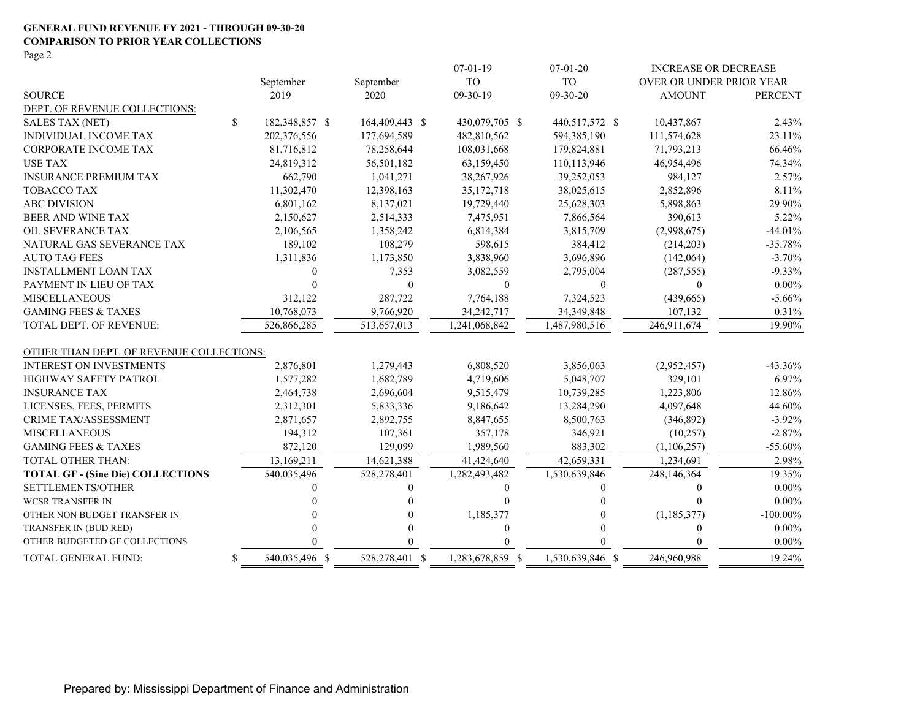**GENERAL FUND REVENUE FY 2021 - THROUGH 09-30-20**
**COMPARISON TO PRIOR YEAR COLLECTIONS**
Page 2

| SOURCE | September 2019 | September 2020 | 07-01-19 TO 09-30-19 | 07-01-20 TO 09-30-20 | INCREASE OR DECREASE OVER OR UNDER PRIOR YEAR AMOUNT | PERCENT |
|---|---|---|---|---|---|---|
| DEPT. OF REVENUE COLLECTIONS: | | | | | | |
| SALES TAX (NET) | $ 182,348,857 | $ 164,409,443 | $ 430,079,705 | $ 440,517,572 | $ 10,437,867 | 2.43% |
| INDIVIDUAL INCOME TAX | 202,376,556 | 177,694,589 | 482,810,562 | 594,385,190 | 111,574,628 | 23.11% |
| CORPORATE INCOME TAX | 81,716,812 | 78,258,644 | 108,031,668 | 179,824,881 | 71,793,213 | 66.46% |
| USE TAX | 24,819,312 | 56,501,182 | 63,159,450 | 110,113,946 | 46,954,496 | 74.34% |
| INSURANCE PREMIUM TAX | 662,790 | 1,041,271 | 38,267,926 | 39,252,053 | 984,127 | 2.57% |
| TOBACCO TAX | 11,302,470 | 12,398,163 | 35,172,718 | 38,025,615 | 2,852,896 | 8.11% |
| ABC DIVISION | 6,801,162 | 8,137,021 | 19,729,440 | 25,628,303 | 5,898,863 | 29.90% |
| BEER AND WINE TAX | 2,150,627 | 2,514,333 | 7,475,951 | 7,866,564 | 390,613 | 5.22% |
| OIL SEVERANCE TAX | 2,106,565 | 1,358,242 | 6,814,384 | 3,815,709 | (2,998,675) | -44.01% |
| NATURAL GAS SEVERANCE TAX | 189,102 | 108,279 | 598,615 | 384,412 | (214,203) | -35.78% |
| AUTO TAG FEES | 1,311,836 | 1,173,850 | 3,838,960 | 3,696,896 | (142,064) | -3.70% |
| INSTALLMENT LOAN TAX | 0 | 7,353 | 3,082,559 | 2,795,004 | (287,555) | -9.33% |
| PAYMENT IN LIEU OF TAX | 0 | 0 | 0 | 0 | 0 | 0.00% |
| MISCELLANEOUS | 312,122 | 287,722 | 7,764,188 | 7,324,523 | (439,665) | -5.66% |
| GAMING FEES & TAXES | 10,768,073 | 9,766,920 | 34,242,717 | 34,349,848 | 107,132 | 0.31% |
| TOTAL DEPT. OF REVENUE: | 526,866,285 | 513,657,013 | 1,241,068,842 | 1,487,980,516 | 246,911,674 | 19.90% |
| OTHER THAN DEPT. OF REVENUE COLLECTIONS: | | | | | | |
| INTEREST ON INVESTMENTS | 2,876,801 | 1,279,443 | 6,808,520 | 3,856,063 | (2,952,457) | -43.36% |
| HIGHWAY SAFETY PATROL | 1,577,282 | 1,682,789 | 4,719,606 | 5,048,707 | 329,101 | 6.97% |
| INSURANCE TAX | 2,464,738 | 2,696,604 | 9,515,479 | 10,739,285 | 1,223,806 | 12.86% |
| LICENSES, FEES, PERMITS | 2,312,301 | 5,833,336 | 9,186,642 | 13,284,290 | 4,097,648 | 44.60% |
| CRIME TAX/ASSESSMENT | 2,871,657 | 2,892,755 | 8,847,655 | 8,500,763 | (346,892) | -3.92% |
| MISCELLANEOUS | 194,312 | 107,361 | 357,178 | 346,921 | (10,257) | -2.87% |
| GAMING FEES & TAXES | 872,120 | 129,099 | 1,989,560 | 883,302 | (1,106,257) | -55.60% |
| TOTAL OTHER THAN: | 13,169,211 | 14,621,388 | 41,424,640 | 42,659,331 | 1,234,691 | 2.98% |
| **TOTAL GF - (Sine Die) COLLECTIONS** | 540,035,496 | 528,278,401 | 1,282,493,482 | 1,530,639,846 | 248,146,364 | 19.35% |
| SETTLEMENTS/OTHER | 0 | 0 | 0 | 0 | 0 | 0.00% |
| WCSR TRANSFER IN | 0 | 0 | 0 | 0 | 0 | 0.00% |
| OTHER NON BUDGET TRANSFER IN | 0 | 0 | 1,185,377 | 0 | (1,185,377) | -100.00% |
| TRANSFER IN (BUD RED) | 0 | 0 | 0 | 0 | 0 | 0.00% |
| OTHER BUDGETED GF COLLECTIONS | 0 | 0 | 0 | 0 | 0 | 0.00% |
| TOTAL GENERAL FUND: | $ 540,035,496 | $ 528,278,401 | $ 1,283,678,859 | $ 1,530,639,846 | $ 246,960,988 | 19.24% |

Prepared by: Mississippi Department of Finance and Administration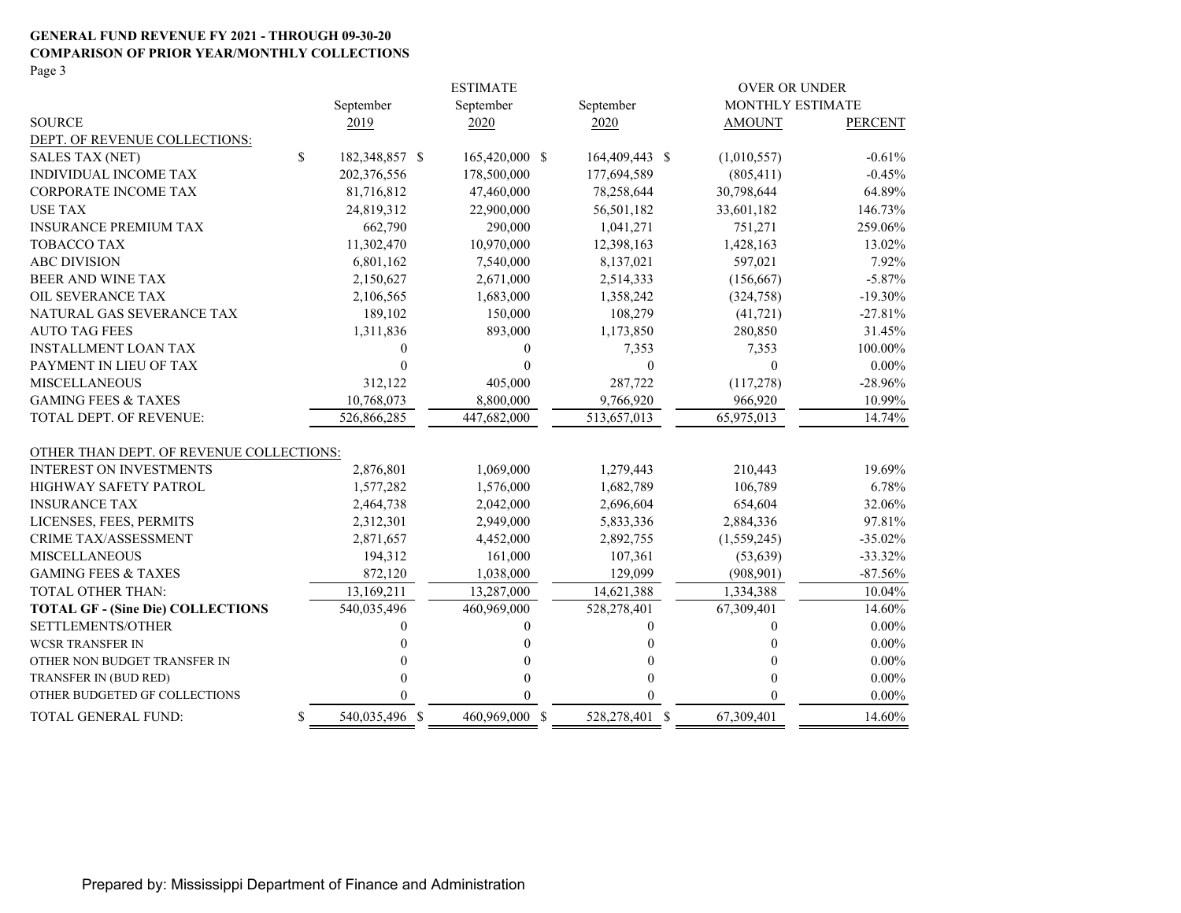**GENERAL FUND REVENUE FY 2021 - THROUGH 09-30-20**
**COMPARISON OF PRIOR YEAR/MONTHLY COLLECTIONS**

| SOURCE | September 2019 | ESTIMATE September 2020 | September 2020 | OVER OR UNDER MONTHLY ESTIMATE AMOUNT | PERCENT |
|---|---|---|---|---|---|
| DEPT. OF REVENUE COLLECTIONS: | | | | | |
| SALES TAX (NET) | $ 182,348,857 | $ 165,420,000 | $ 164,409,443 | $ (1,010,557) | -0.61% |
| INDIVIDUAL INCOME TAX | 202,376,556 | 178,500,000 | 177,694,589 | (805,411) | -0.45% |
| CORPORATE INCOME TAX | 81,716,812 | 47,460,000 | 78,258,644 | 30,798,644 | 64.89% |
| USE TAX | 24,819,312 | 22,900,000 | 56,501,182 | 33,601,182 | 146.73% |
| INSURANCE PREMIUM TAX | 662,790 | 290,000 | 1,041,271 | 751,271 | 259.06% |
| TOBACCO TAX | 11,302,470 | 10,970,000 | 12,398,163 | 1,428,163 | 13.02% |
| ABC DIVISION | 6,801,162 | 7,540,000 | 8,137,021 | 597,021 | 7.92% |
| BEER AND WINE TAX | 2,150,627 | 2,671,000 | 2,514,333 | (156,667) | -5.87% |
| OIL SEVERANCE TAX | 2,106,565 | 1,683,000 | 1,358,242 | (324,758) | -19.30% |
| NATURAL GAS SEVERANCE TAX | 189,102 | 150,000 | 108,279 | (41,721) | -27.81% |
| AUTO TAG FEES | 1,311,836 | 893,000 | 1,173,850 | 280,850 | 31.45% |
| INSTALLMENT LOAN TAX | 0 | 0 | 7,353 | 7,353 | 100.00% |
| PAYMENT IN LIEU OF TAX | 0 | 0 | 0 | 0 | 0.00% |
| MISCELLANEOUS | 312,122 | 405,000 | 287,722 | (117,278) | -28.96% |
| GAMING FEES & TAXES | 10,768,073 | 8,800,000 | 9,766,920 | 966,920 | 10.99% |
| TOTAL DEPT. OF REVENUE: | 526,866,285 | 447,682,000 | 513,657,013 | 65,975,013 | 14.74% |
| | | | | | |
| OTHER THAN DEPT. OF REVENUE COLLECTIONS: | | | | | |
| INTEREST ON INVESTMENTS | 2,876,801 | 1,069,000 | 1,279,443 | 210,443 | 19.69% |
| HIGHWAY SAFETY PATROL | 1,577,282 | 1,576,000 | 1,682,789 | 106,789 | 6.78% |
| INSURANCE TAX | 2,464,738 | 2,042,000 | 2,696,604 | 654,604 | 32.06% |
| LICENSES, FEES, PERMITS | 2,312,301 | 2,949,000 | 5,833,336 | 2,884,336 | 97.81% |
| CRIME TAX/ASSESSMENT | 2,871,657 | 4,452,000 | 2,892,755 | (1,559,245) | -35.02% |
| MISCELLANEOUS | 194,312 | 161,000 | 107,361 | (53,639) | -33.32% |
| GAMING FEES & TAXES | 872,120 | 1,038,000 | 129,099 | (908,901) | -87.56% |
| TOTAL OTHER THAN: | 13,169,211 | 13,287,000 | 14,621,388 | 1,334,388 | 10.04% |
| **TOTAL GF - (Sine Die) COLLECTIONS** | 540,035,496 | 460,969,000 | 528,278,401 | 67,309,401 | 14.60% |
| SETTLEMENTS/OTHER | 0 | 0 | 0 | 0 | 0.00% |
| WCSR TRANSFER IN | 0 | 0 | 0 | 0 | 0.00% |
| OTHER NON BUDGET TRANSFER IN | 0 | 0 | 0 | 0 | 0.00% |
| TRANSFER IN (BUD RED) | 0 | 0 | 0 | 0 | 0.00% |
| OTHER BUDGETED GF COLLECTIONS | 0 | 0 | 0 | 0 | 0.00% |
| TOTAL GENERAL FUND: | $ 540,035,496 | $ 460,969,000 | $ 528,278,401 | $ 67,309,401 | 14.60% |

Prepared by: Mississippi Department of Finance and Administration